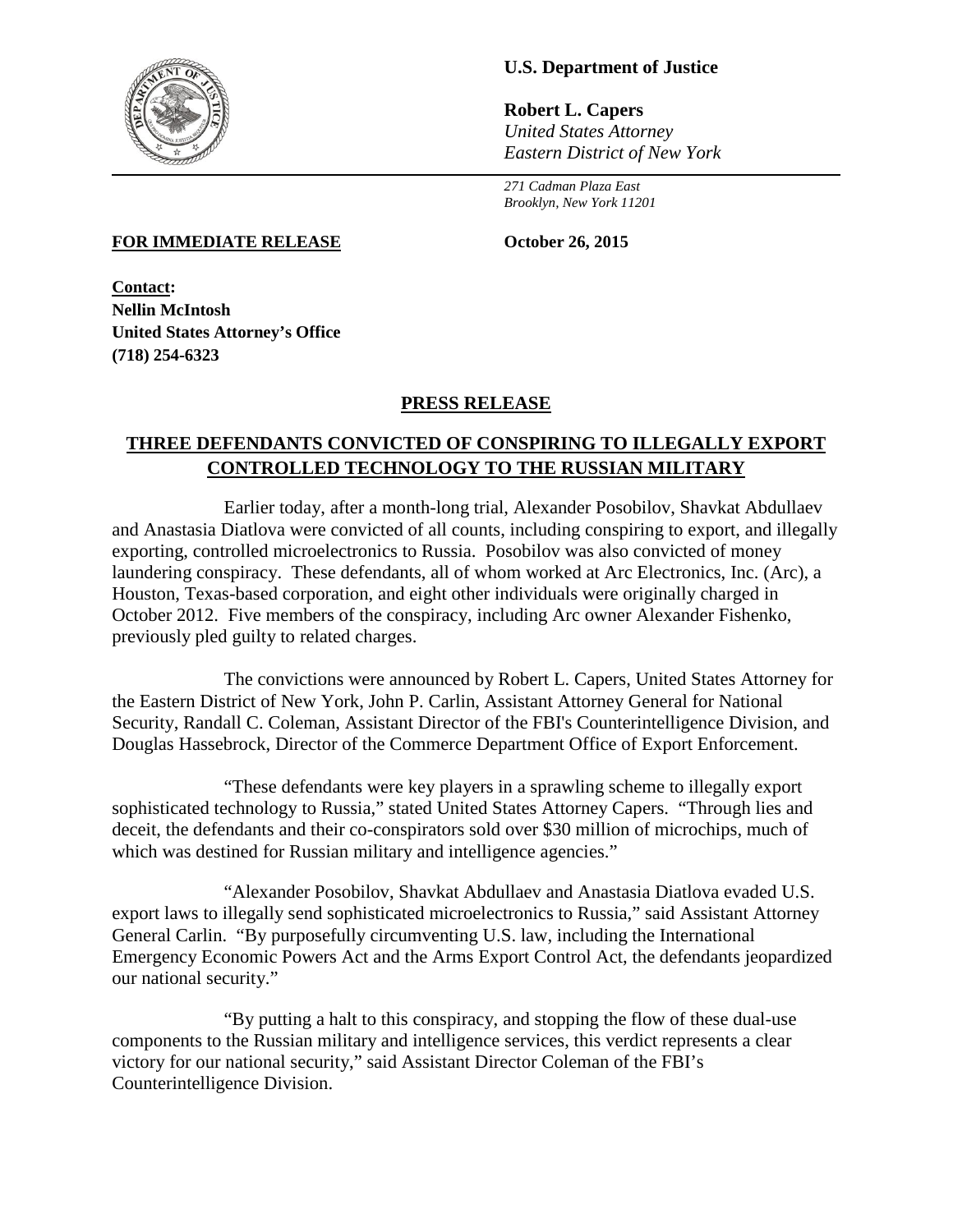**U.S. Department of Justice**

**Robert L. Capers**
*United States Attorney*
*Eastern District of New York*

*271 Cadman Plaza East*
*Brooklyn, New York 11201*

**FOR IMMEDIATE RELEASE** **October 26, 2015**

**Contact:**
**Nellin McIntosh**
**United States Attorney's Office**
**(718) 254-6323**

## PRESS RELEASE

## THREE DEFENDANTS CONVICTED OF CONSPIRING TO ILLEGALLY EXPORT CONTROLLED TECHNOLOGY TO THE RUSSIAN MILITARY

Earlier today, after a month-long trial, Alexander Posobilov, Shavkat Abdullaev and Anastasia Diatlova were convicted of all counts, including conspiring to export, and illegally exporting, controlled microelectronics to Russia. Posobilov was also convicted of money laundering conspiracy. These defendants, all of whom worked at Arc Electronics, Inc. (Arc), a Houston, Texas-based corporation, and eight other individuals were originally charged in October 2012. Five members of the conspiracy, including Arc owner Alexander Fishenko, previously pled guilty to related charges.

The convictions were announced by Robert L. Capers, United States Attorney for the Eastern District of New York, John P. Carlin, Assistant Attorney General for National Security, Randall C. Coleman, Assistant Director of the FBI's Counterintelligence Division, and Douglas Hassebrock, Director of the Commerce Department Office of Export Enforcement.

"These defendants were key players in a sprawling scheme to illegally export sophisticated technology to Russia," stated United States Attorney Capers. "Through lies and deceit, the defendants and their co-conspirators sold over $30 million of microchips, much of which was destined for Russian military and intelligence agencies."

"Alexander Posobilov, Shavkat Abdullaev and Anastasia Diatlova evaded U.S. export laws to illegally send sophisticated microelectronics to Russia," said Assistant Attorney General Carlin. "By purposefully circumventing U.S. law, including the International Emergency Economic Powers Act and the Arms Export Control Act, the defendants jeopardized our national security."

"By putting a halt to this conspiracy, and stopping the flow of these dual-use components to the Russian military and intelligence services, this verdict represents a clear victory for our national security," said Assistant Director Coleman of the FBI's Counterintelligence Division.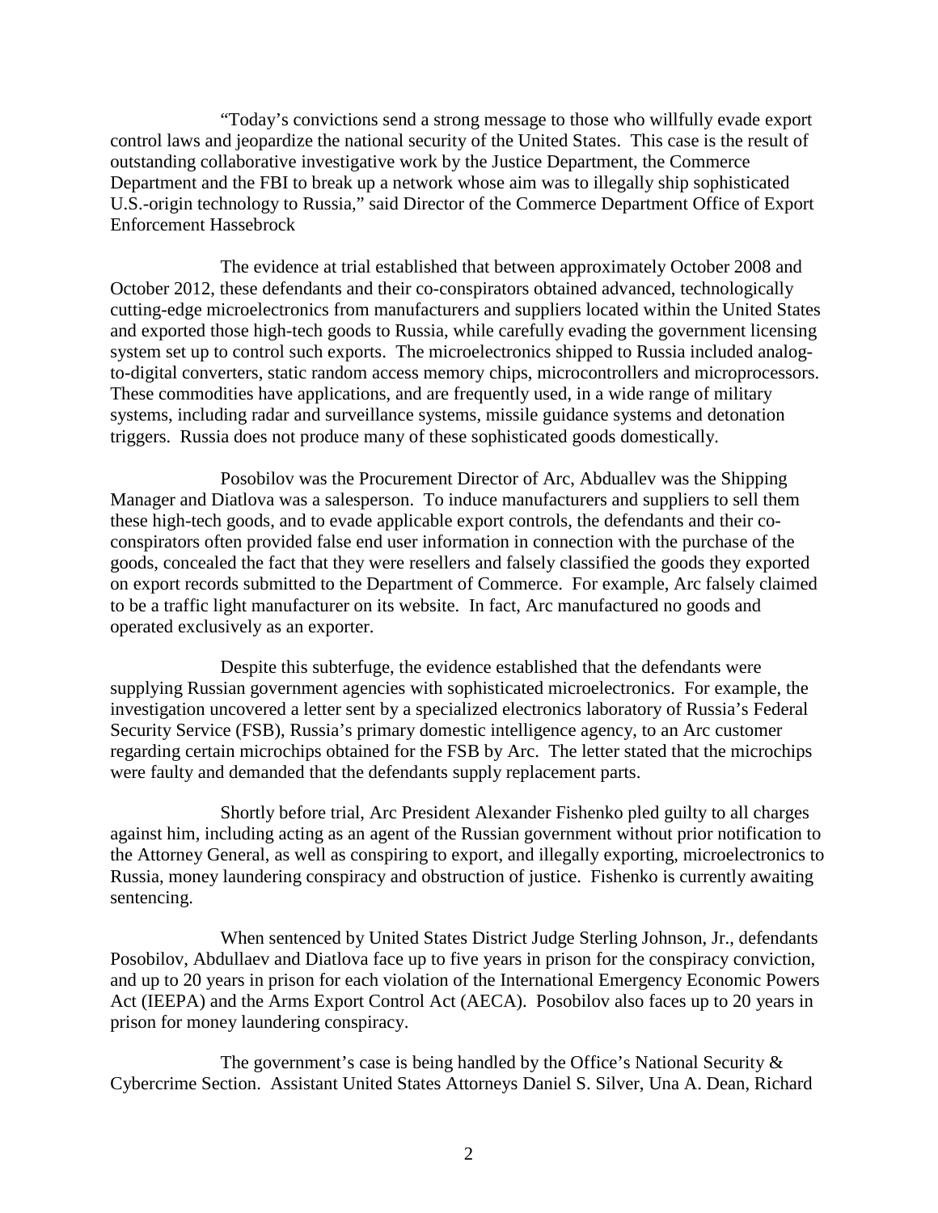"Today's convictions send a strong message to those who willfully evade export control laws and jeopardize the national security of the United States. This case is the result of outstanding collaborative investigative work by the Justice Department, the Commerce Department and the FBI to break up a network whose aim was to illegally ship sophisticated U.S.-origin technology to Russia," said Director of the Commerce Department Office of Export Enforcement Hassebrock

The evidence at trial established that between approximately October 2008 and October 2012, these defendants and their co-conspirators obtained advanced, technologically cutting-edge microelectronics from manufacturers and suppliers located within the United States and exported those high-tech goods to Russia, while carefully evading the government licensing system set up to control such exports. The microelectronics shipped to Russia included analog-to-digital converters, static random access memory chips, microcontrollers and microprocessors. These commodities have applications, and are frequently used, in a wide range of military systems, including radar and surveillance systems, missile guidance systems and detonation triggers. Russia does not produce many of these sophisticated goods domestically.

Posobilov was the Procurement Director of Arc, Abduallev was the Shipping Manager and Diatlova was a salesperson. To induce manufacturers and suppliers to sell them these high-tech goods, and to evade applicable export controls, the defendants and their co-conspirators often provided false end user information in connection with the purchase of the goods, concealed the fact that they were resellers and falsely classified the goods they exported on export records submitted to the Department of Commerce. For example, Arc falsely claimed to be a traffic light manufacturer on its website. In fact, Arc manufactured no goods and operated exclusively as an exporter.

Despite this subterfuge, the evidence established that the defendants were supplying Russian government agencies with sophisticated microelectronics. For example, the investigation uncovered a letter sent by a specialized electronics laboratory of Russia's Federal Security Service (FSB), Russia's primary domestic intelligence agency, to an Arc customer regarding certain microchips obtained for the FSB by Arc. The letter stated that the microchips were faulty and demanded that the defendants supply replacement parts.

Shortly before trial, Arc President Alexander Fishenko pled guilty to all charges against him, including acting as an agent of the Russian government without prior notification to the Attorney General, as well as conspiring to export, and illegally exporting, microelectronics to Russia, money laundering conspiracy and obstruction of justice. Fishenko is currently awaiting sentencing.

When sentenced by United States District Judge Sterling Johnson, Jr., defendants Posobilov, Abdullaev and Diatlova face up to five years in prison for the conspiracy conviction, and up to 20 years in prison for each violation of the International Emergency Economic Powers Act (IEEPA) and the Arms Export Control Act (AECA). Posobilov also faces up to 20 years in prison for money laundering conspiracy.

The government's case is being handled by the Office's National Security & Cybercrime Section. Assistant United States Attorneys Daniel S. Silver, Una A. Dean, Richard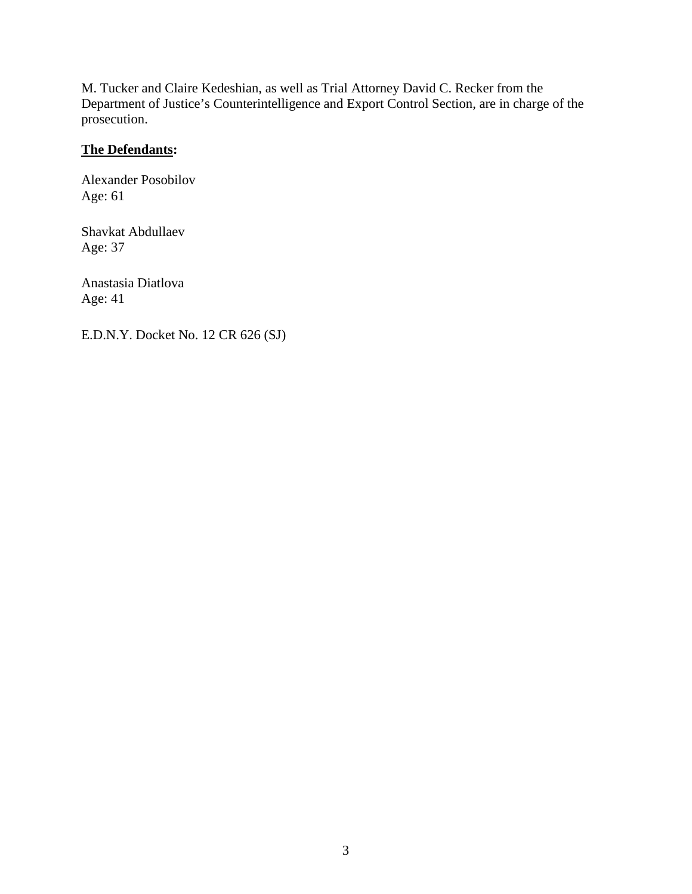M. Tucker and Claire Kedeshian, as well as Trial Attorney David C. Recker from the Department of Justice's Counterintelligence and Export Control Section, are in charge of the prosecution.

**<u>The Defendants</u>:**

Alexander Posobilov
Age: 61

Shavkat Abdullaev
Age: 37

Anastasia Diatlova
Age: 41

E.D.N.Y. Docket No. 12 CR 626 (SJ)